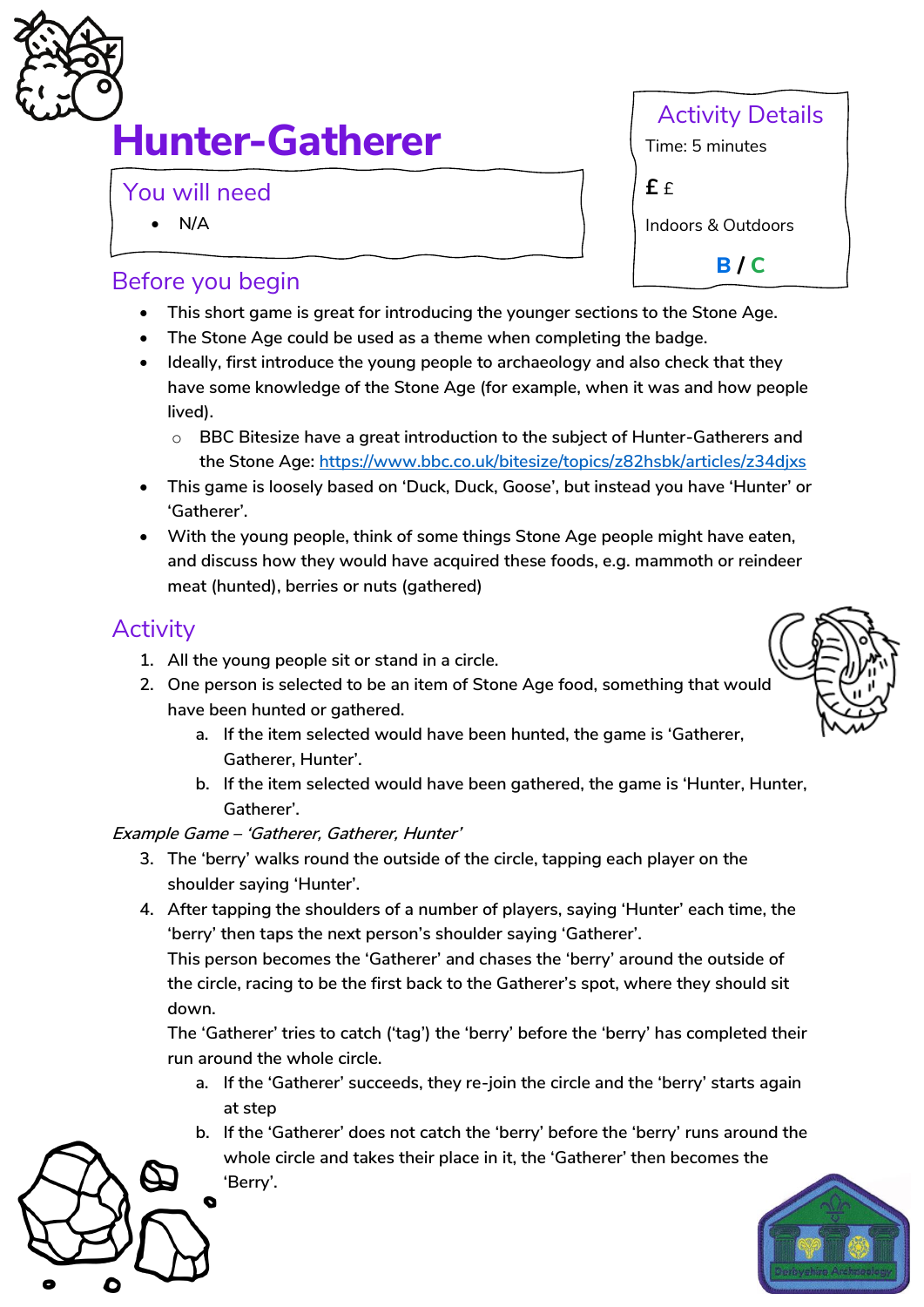# Hunter-Gatherer

## You will need

- N/A

## Activity Details

Time: 5 minutes

**£** £

Indoors & Outdoors

**B / C**

## Before you begin

- This short game is great for introducing the younger sections to the Stone Age.
- The Stone Age could be used as a theme when completing the badge.
- Ideally, first introduce the young people to archaeology and also check that they have some knowledge of the Stone Age (for example, when it was and how people lived).
  - BBC Bitesize have a great introduction to the subject of Hunter-Gatherers and the Stone Age: https://www.bbc.co.uk/bitesize/topics/z82hsbk/articles/z34djxs
- This game is loosely based on 'Duck, Duck, Goose', but instead you have 'Hunter' or 'Gatherer'.
- With the young people, think of some things Stone Age people might have eaten, and discuss how they would have acquired these foods, e.g. mammoth or reindeer meat (hunted), berries or nuts (gathered)

## Activity

1. All the young people sit or stand in a circle.
2. One person is selected to be an item of Stone Age food, something that would have been hunted or gathered.
   a. If the item selected would have been hunted, the game is 'Gatherer, Gatherer, Hunter'.
   b. If the item selected would have been gathered, the game is 'Hunter, Hunter, Gatherer'.

*Example Game – 'Gatherer, Gatherer, Hunter'*

3. The 'berry' walks round the outside of the circle, tapping each player on the shoulder saying 'Hunter'.
4. After tapping the shoulders of a number of players, saying 'Hunter' each time, the 'berry' then taps the next person's shoulder saying 'Gatherer'.
   This person becomes the 'Gatherer' and chases the 'berry' around the outside of the circle, racing to be the first back to the Gatherer's spot, where they should sit down.
   The 'Gatherer' tries to catch ('tag') the 'berry' before the 'berry' has completed their run around the whole circle.
   a. If the 'Gatherer' succeeds, they re-join the circle and the 'berry' starts again at step
   b. If the 'Gatherer' does not catch the 'berry' before the 'berry' runs around the whole circle and takes their place in it, the 'Gatherer' then becomes the 'Berry'.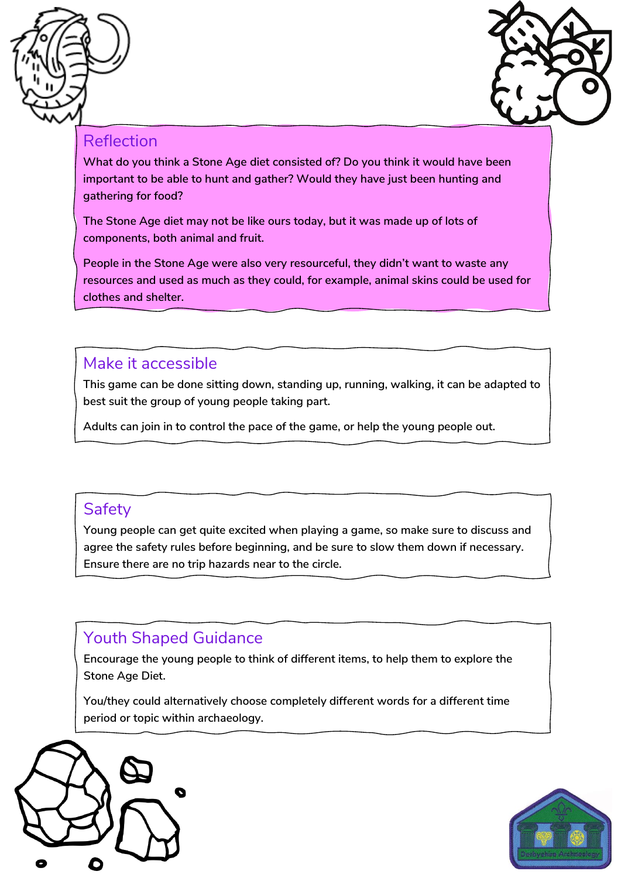## Reflection

What do you think a Stone Age diet consisted of? Do you think it would have been important to be able to hunt and gather? Would they have just been hunting and gathering for food?

The Stone Age diet may not be like ours today, but it was made up of lots of components, both animal and fruit.

People in the Stone Age were also very resourceful, they didn't want to waste any resources and used as much as they could, for example, animal skins could be used for clothes and shelter.

## Make it accessible

This game can be done sitting down, standing up, running, walking, it can be adapted to best suit the group of young people taking part.

Adults can join in to control the pace of the game, or help the young people out.

## Safety

Young people can get quite excited when playing a game, so make sure to discuss and agree the safety rules before beginning, and be sure to slow them down if necessary. Ensure there are no trip hazards near to the circle.

## Youth Shaped Guidance

Encourage the young people to think of different items, to help them to explore the Stone Age Diet.

You/they could alternatively choose completely different words for a different time period or topic within archaeology.